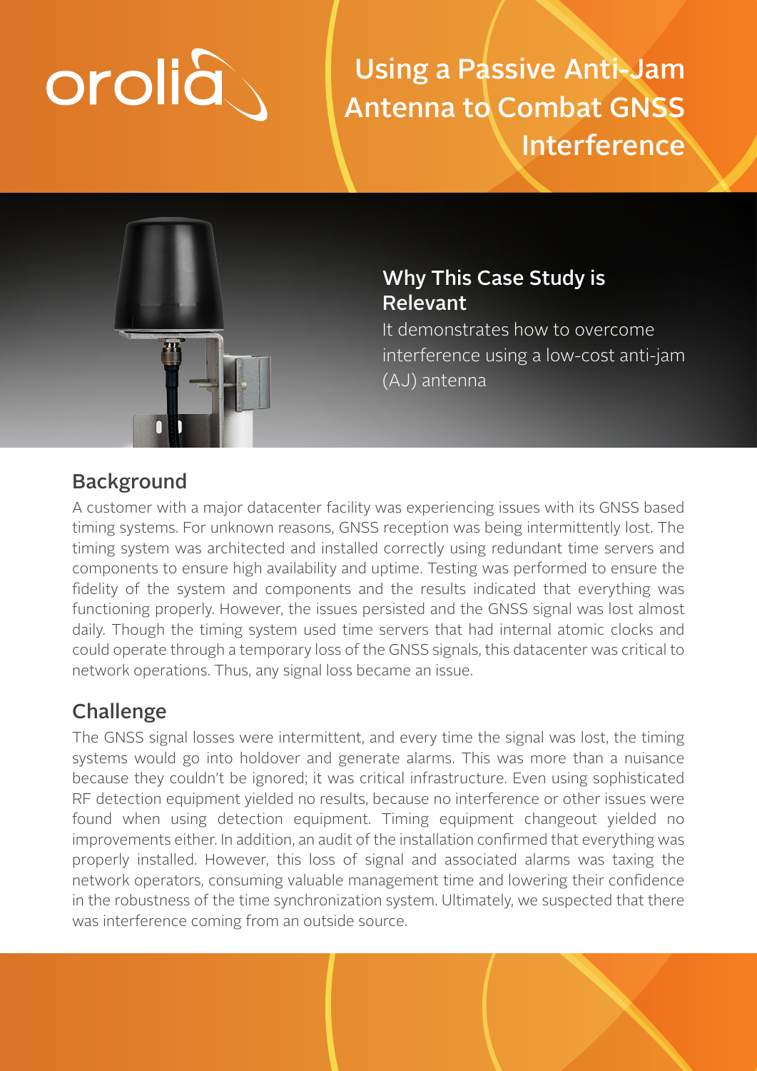orolia

# Using a Passive Anti-Jam Antenna to Combat GNSS Interference

## Why This Case Study is Relevant

It demonstrates how to overcome interference using a low-cost anti-jam (AJ) antenna

## Background

A customer with a major datacenter facility was experiencing issues with its GNSS based timing systems. For unknown reasons, GNSS reception was being intermittently lost. The timing system was architected and installed correctly using redundant time servers and components to ensure high availability and uptime. Testing was performed to ensure the fidelity of the system and components and the results indicated that everything was functioning properly. However, the issues persisted and the GNSS signal was lost almost daily. Though the timing system used time servers that had internal atomic clocks and could operate through a temporary loss of the GNSS signals, this datacenter was critical to network operations. Thus, any signal loss became an issue.

## Challenge

The GNSS signal losses were intermittent, and every time the signal was lost, the timing systems would go into holdover and generate alarms. This was more than a nuisance because they couldn't be ignored; it was critical infrastructure. Even using sophisticated RF detection equipment yielded no results, because no interference or other issues were found when using detection equipment. Timing equipment changeout yielded no improvements either. In addition, an audit of the installation confirmed that everything was properly installed. However, this loss of signal and associated alarms was taxing the network operators, consuming valuable management time and lowering their confidence in the robustness of the time synchronization system. Ultimately, we suspected that there was interference coming from an outside source.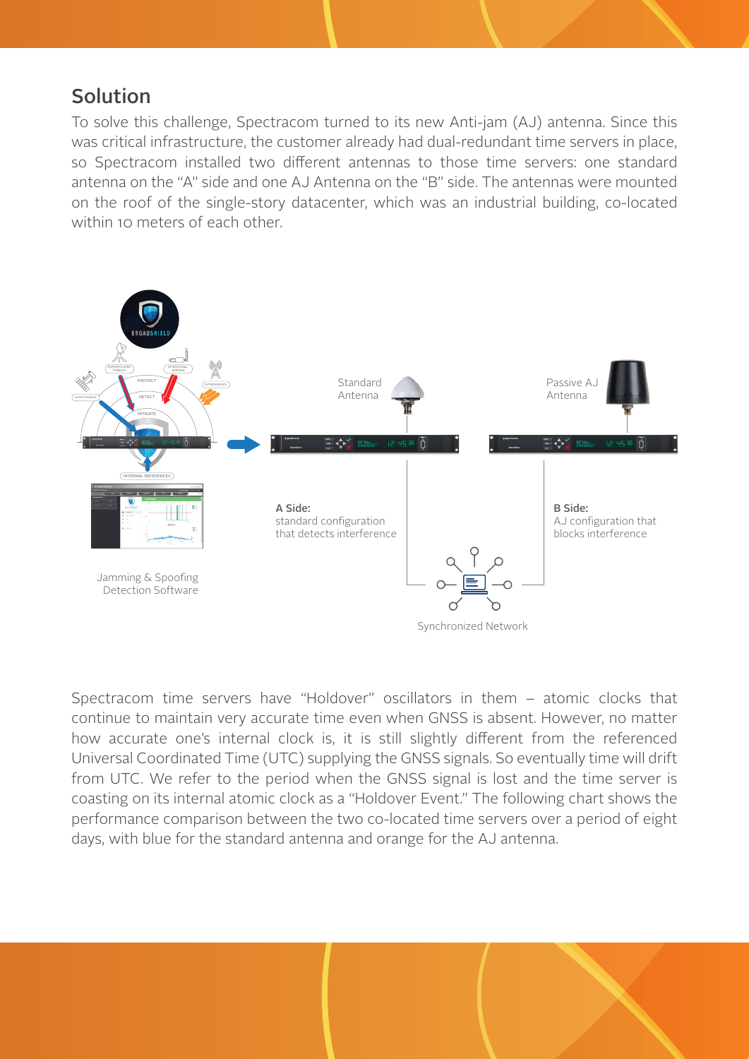## Solution

To solve this challenge, Spectracom turned to its new Anti-jam (AJ) antenna. Since this was critical infrastructure, the customer already had dual-redundant time servers in place, so Spectracom installed two different antennas to those time servers: one standard antenna on the "A" side and one AJ Antenna on the "B" side. The antennas were mounted on the roof of the single-story datacenter, which was an industrial building, co-located within 10 meters of each other.

Standard Antenna

Passive AJ Antenna

**A Side:** standard configuration that detects interference

**B Side:** AJ configuration that blocks interference

Jamming & Spoofing Detection Software

Synchronized Network

Spectracom time servers have "Holdover" oscillators in them – atomic clocks that continue to maintain very accurate time even when GNSS is absent. However, no matter how accurate one's internal clock is, it is still slightly different from the referenced Universal Coordinated Time (UTC) supplying the GNSS signals. So eventually time will drift from UTC. We refer to the period when the GNSS signal is lost and the time server is coasting on its internal atomic clock as a "Holdover Event." The following chart shows the performance comparison between the two co-located time servers over a period of eight days, with blue for the standard antenna and orange for the AJ antenna.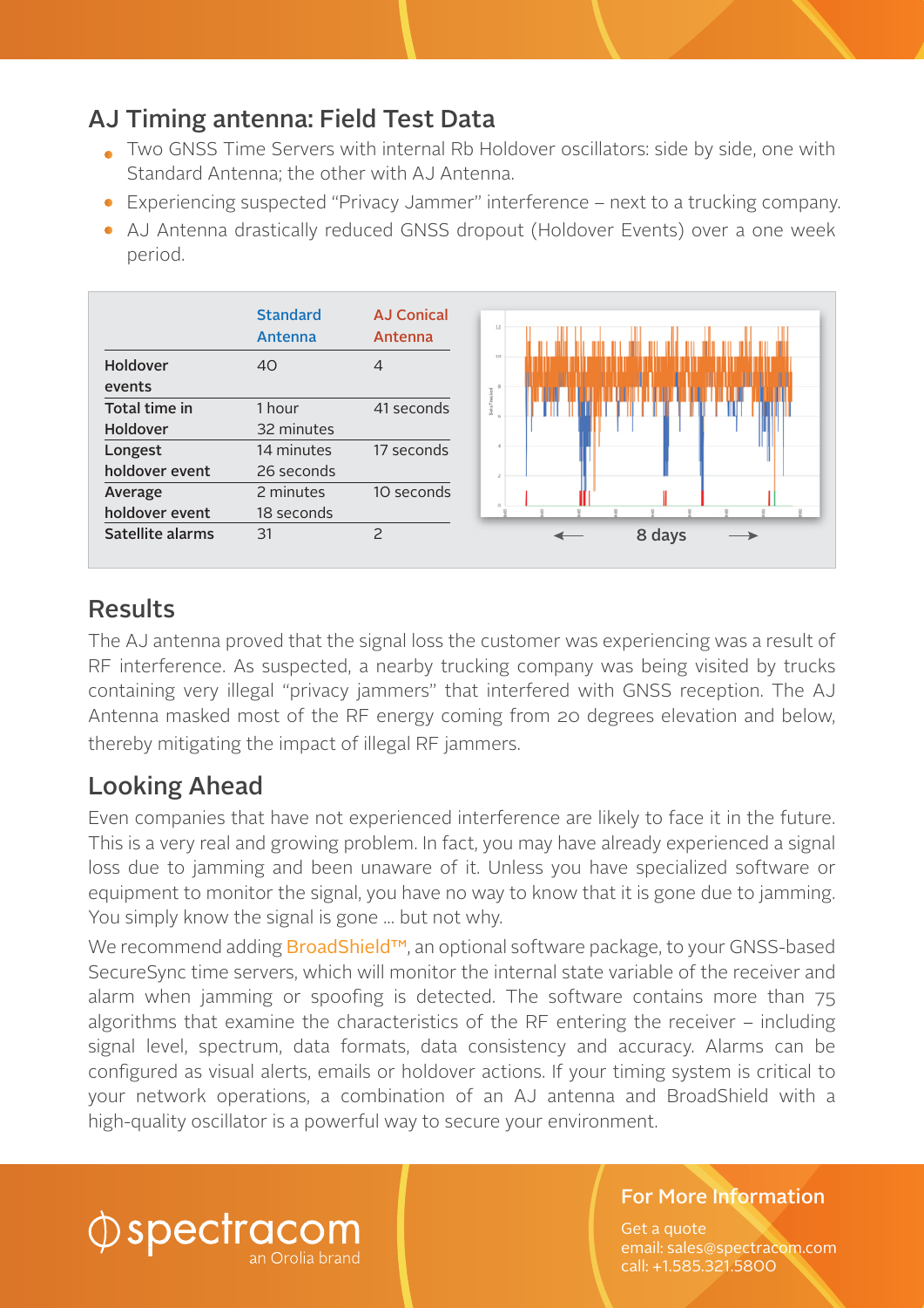## AJ Timing antenna: Field Test Data

- Two GNSS Time Servers with internal Rb Holdover oscillators: side by side, one with Standard Antenna; the other with AJ Antenna.
- Experiencing suspected "Privacy Jammer" interference – next to a trucking company.
- AJ Antenna drastically reduced GNSS dropout (Holdover Events) over a one week period.

| | Standard Antenna | AJ Conical Antenna |
|---|---|---|
| Holdover events | 40 | 4 |
| Total time in Holdover | 1 hour 32 minutes | 41 seconds |
| Longest holdover event | 14 minutes 26 seconds | 17 seconds |
| Average holdover event | 2 minutes 18 seconds | 10 seconds |
| Satellite alarms | 31 | 2 |

8 days

## Results

The AJ antenna proved that the signal loss the customer was experiencing was a result of RF interference. As suspected, a nearby trucking company was being visited by trucks containing very illegal "privacy jammers" that interfered with GNSS reception. The AJ Antenna masked most of the RF energy coming from 20 degrees elevation and below, thereby mitigating the impact of illegal RF jammers.

## Looking Ahead

Even companies that have not experienced interference are likely to face it in the future. This is a very real and growing problem. In fact, you may have already experienced a signal loss due to jamming and been unaware of it. Unless you have specialized software or equipment to monitor the signal, you have no way to know that it is gone due to jamming. You simply know the signal is gone ... but not why.

We recommend adding BroadShield™, an optional software package, to your GNSS-based SecureSync time servers, which will monitor the internal state variable of the receiver and alarm when jamming or spoofing is detected. The software contains more than 75 algorithms that examine the characteristics of the RF entering the receiver – including signal level, spectrum, data formats, data consistency and accuracy. Alarms can be configured as visual alerts, emails or holdover actions. If your timing system is critical to your network operations, a combination of an AJ antenna and BroadShield with a high-quality oscillator is a powerful way to secure your environment.

spectracom
an Orolia brand

**For More Information**

Get a quote
email: sales@spectracom.com
call: +1.585.321.5800